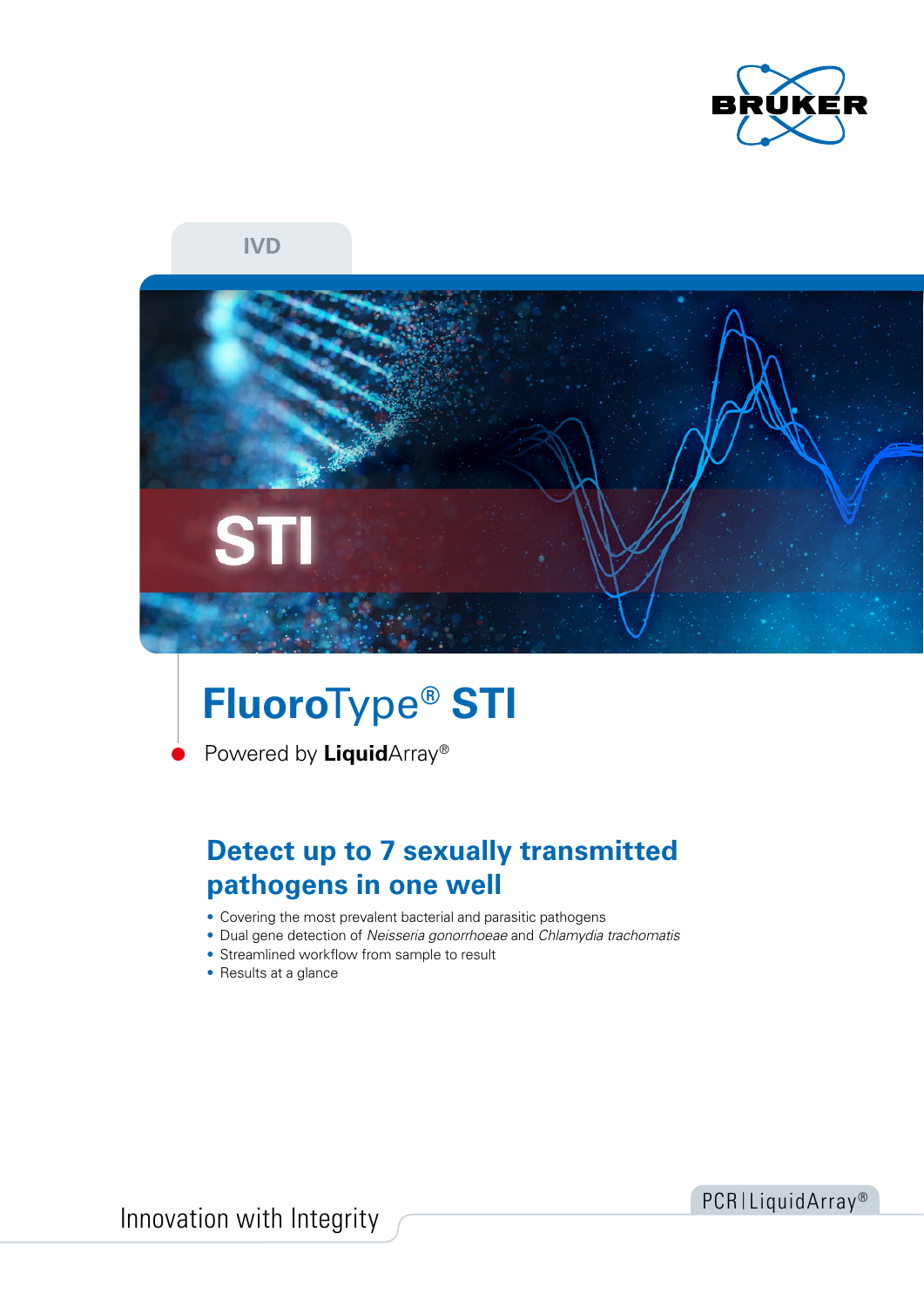IVD

STI

# FluoroType® STI

Powered by **Liquid**Array®

## Detect up to 7 sexually transmitted pathogens in one well

- Covering the most prevalent bacterial and parasitic pathogens
- Dual gene detection of *Neisseria gonorrhoeae* and *Chlamydia trachomatis*
- Streamlined workflow from sample to result
- Results at a glance

Innovation with Integrity

PCR | LiquidArray®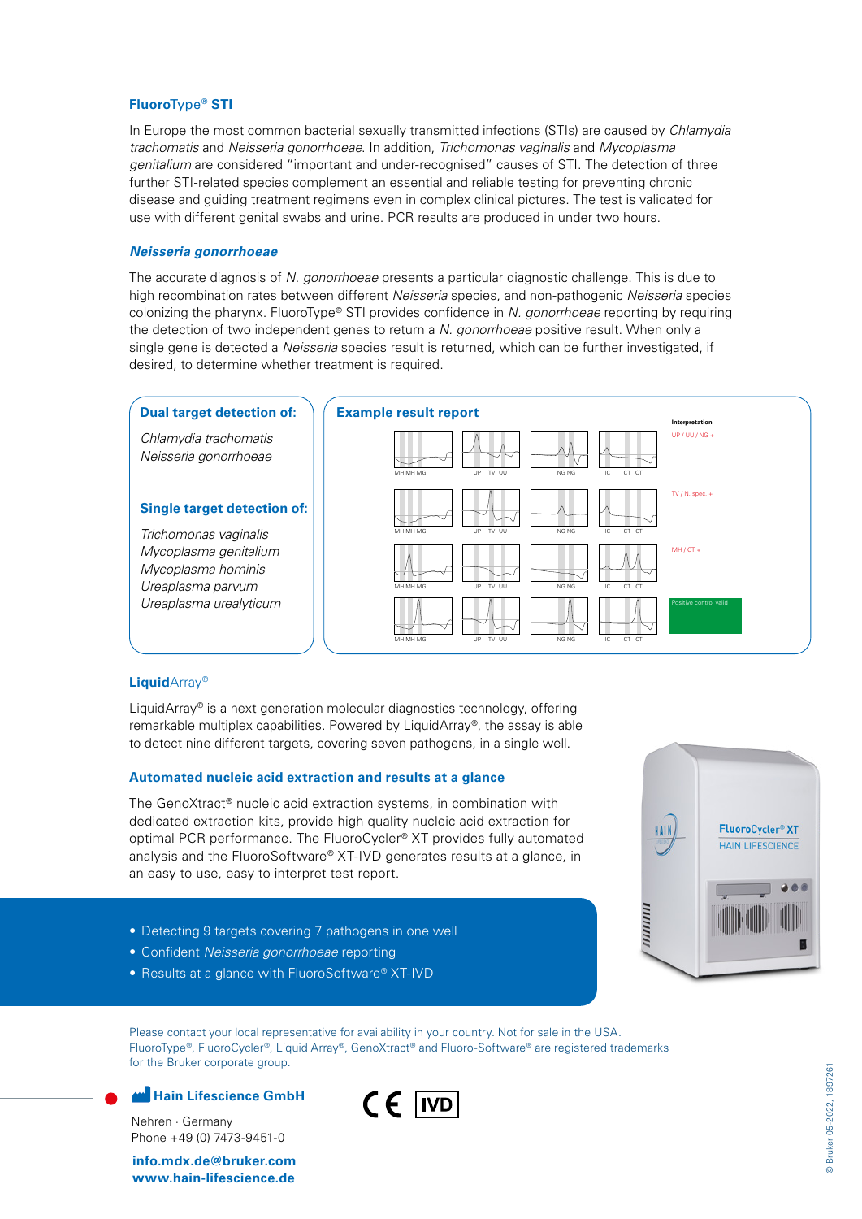### **Fluoro**Type® **STI**

In Europe the most common bacterial sexually transmitted infections (STIs) are caused by *Chlamydia trachomatis* and *Neisseria gonorrhoeae*. In addition, *Trichomonas vaginalis* and *Mycoplasma genitalium* are considered "important and under-recognised" causes of STI. The detection of three further STI-related species complement an essential and reliable testing for preventing chronic disease and guiding treatment regimens even in complex clinical pictures. The test is validated for use with different genital swabs and urine. PCR results are produced in under two hours.

### *Neisseria gonorrhoeae*

The accurate diagnosis of *N. gonorrhoeae* presents a particular diagnostic challenge. This is due to high recombination rates between different *Neisseria* species, and non-pathogenic *Neisseria* species colonizing the pharynx. FluoroType® STI provides confidence in *N. gonorrhoeae* reporting by requiring the detection of two independent genes to return a *N. gonorrhoeae* positive result. When only a single gene is detected a *Neisseria* species result is returned, which can be further investigated, if desired, to determine whether treatment is required.

**Dual target detection of:**

*Chlamydia trachomatis*
*Neisseria gonorrhoeae*

**Single target detection of:**

*Trichomonas vaginalis*
*Mycoplasma genitalium*
*Mycoplasma hominis*
*Ureaplasma parvum*
*Ureaplasma urealyticum*

**Example result report**

Interpretation

MH MH MG
UP TV UU
NG NG
IC CT CT
UP / UU / NG +

MH MH MG
UP TV UU
NG NG
IC CT CT
TV / N. spec. +

MH MH MG
UP TV UU
NG NG
IC CT CT
MH / CT +

MH MH MG
UP TV UU
NG NG
IC CT CT
Positive control valid

### **Liquid**Array®

LiquidArray® is a next generation molecular diagnostics technology, offering remarkable multiplex capabilities. Powered by LiquidArray®, the assay is able to detect nine different targets, covering seven pathogens, in a single well.

### Automated nucleic acid extraction and results at a glance

The GenoXtract® nucleic acid extraction systems, in combination with dedicated extraction kits, provide high quality nucleic acid extraction for optimal PCR performance. The FluoroCycler® XT provides fully automated analysis and the FluoroSoftware® XT-IVD generates results at a glance, in an easy to use, easy to interpret test report.

- Detecting 9 targets covering 7 pathogens in one well
- Confident *Neisseria gonorrhoeae* reporting
- Results at a glance with FluoroSoftware® XT-IVD

Please contact your local representative for availability in your country. Not for sale in the USA.
FluoroType®, FluoroCycler®, Liquid Array®, GenoXtract® and Fluoro-Software® are registered trademarks for the Bruker corporate group.

**Hain Lifescience GmbH**

Nehren · Germany
Phone +49 (0) 7473-9451-0

**info.mdx.de@bruker.com**
**www.hain-lifescience.de**

CE IVD

© Bruker 05-2022, 1897261